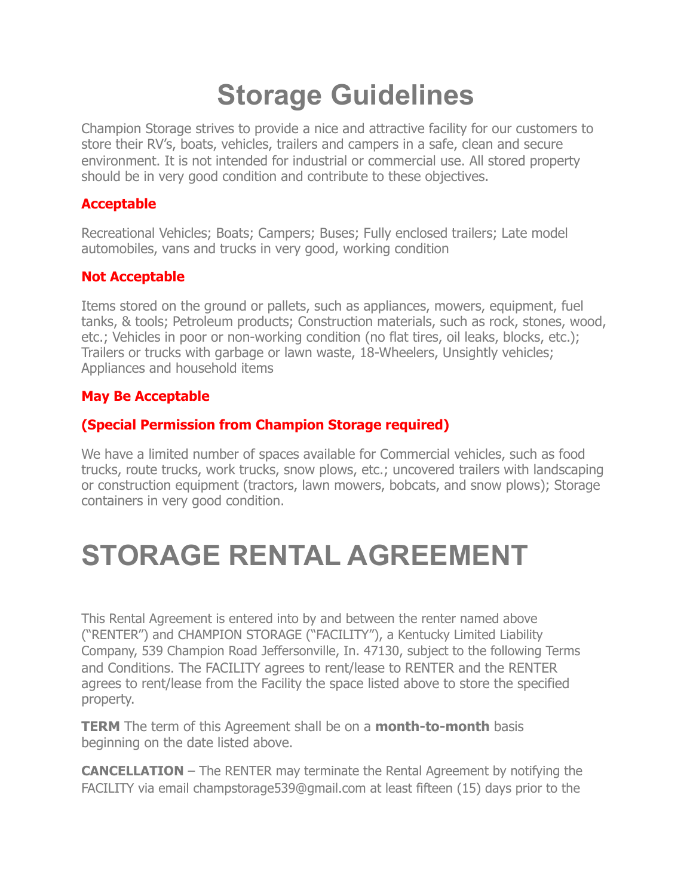# Storage Guidelines

Champion Storage strives to provide a nice and attractive facility for our customers to store their RV's, boats, vehicles, trailers and campers in a safe, clean and secure environment. It is not intended for industrial or commercial use. All stored property should be in very good condition and contribute to these objectives.

### Acceptable

Recreational Vehicles; Boats; Campers; Buses; Fully enclosed trailers; Late model automobiles, vans and trucks in very good, working condition

### Not Acceptable

Items stored on the ground or pallets, such as appliances, mowers, equipment, fuel tanks, & tools; Petroleum products; Construction materials, such as rock, stones, wood, etc.; Vehicles in poor or non-working condition (no flat tires, oil leaks, blocks, etc.); Trailers or trucks with garbage or lawn waste, 18-Wheelers, Unsightly vehicles; Appliances and household items

### May Be Acceptable

### (Special Permission from Champion Storage required)

We have a limited number of spaces available for Commercial vehicles, such as food trucks, route trucks, work trucks, snow plows, etc.; uncovered trailers with landscaping or construction equipment (tractors, lawn mowers, bobcats, and snow plows); Storage containers in very good condition.

# STORAGE RENTAL AGREEMENT

This Rental Agreement is entered into by and between the renter named above ("RENTER") and CHAMPION STORAGE ("FACILITY"), a Kentucky Limited Liability Company, 539 Champion Road Jeffersonville, In. 47130, subject to the following Terms and Conditions. The FACILITY agrees to rent/lease to RENTER and the RENTER agrees to rent/lease from the Facility the space listed above to store the specified property.

**TERM** The term of this Agreement shall be on a **month-to-month** basis beginning on the date listed above.

**CANCELLATION** – The RENTER may terminate the Rental Agreement by notifying the FACILITY via email champstorage539@gmail.com at least fifteen (15) days prior to the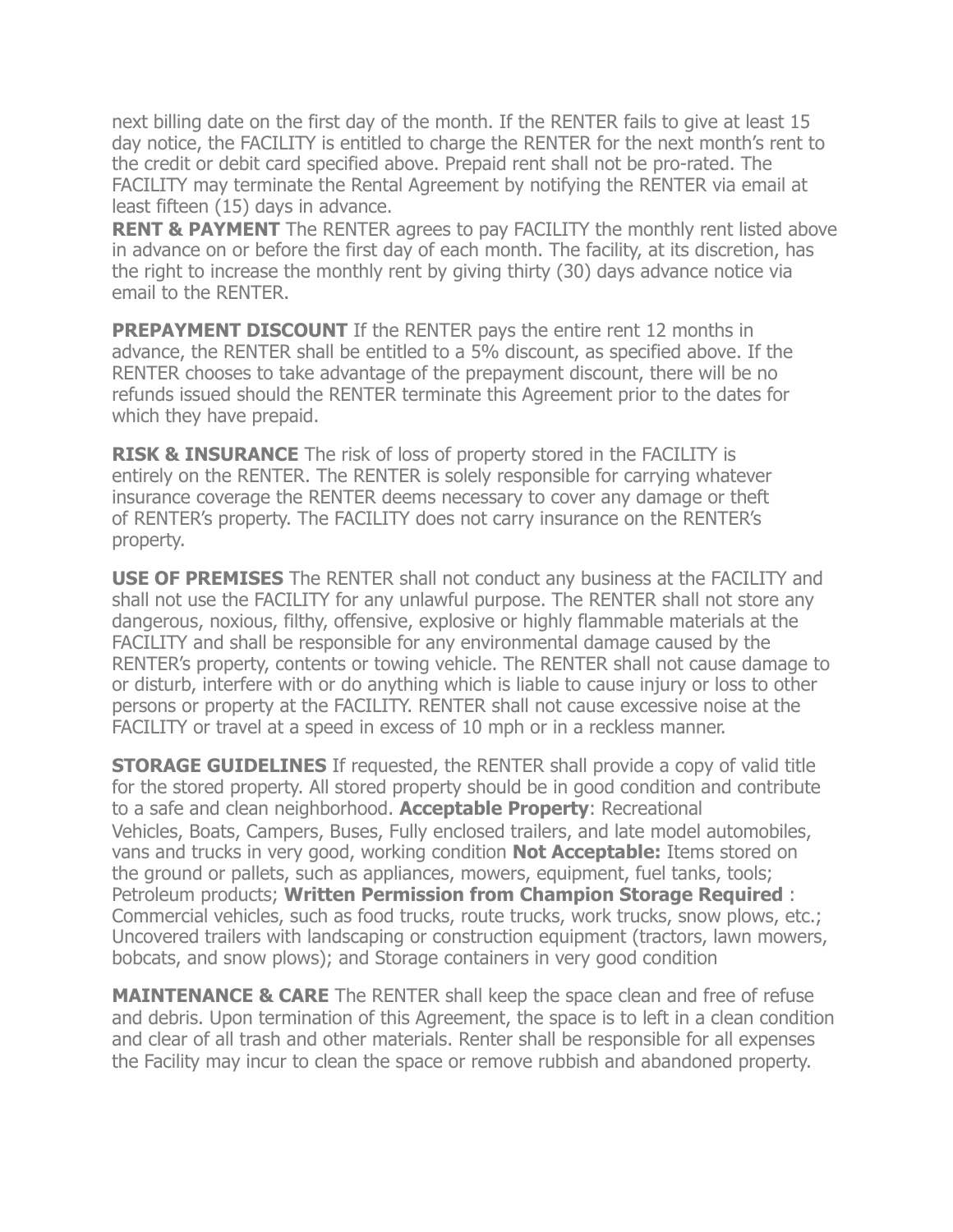next billing date on the first day of the month. If the RENTER fails to give at least 15 day notice, the FACILITY is entitled to charge the RENTER for the next month's rent to the credit or debit card specified above. Prepaid rent shall not be pro-rated. The FACILITY may terminate the Rental Agreement by notifying the RENTER via email at least fifteen (15) days in advance.

**RENT & PAYMENT** The RENTER agrees to pay FACILITY the monthly rent listed above in advance on or before the first day of each month. The facility, at its discretion, has the right to increase the monthly rent by giving thirty (30) days advance notice via email to the RENTER.

**PREPAYMENT DISCOUNT** If the RENTER pays the entire rent 12 months in advance, the RENTER shall be entitled to a 5% discount, as specified above. If the RENTER chooses to take advantage of the prepayment discount, there will be no refunds issued should the RENTER terminate this Agreement prior to the dates for which they have prepaid.

**RISK & INSURANCE** The risk of loss of property stored in the FACILITY is entirely on the RENTER. The RENTER is solely responsible for carrying whatever insurance coverage the RENTER deems necessary to cover any damage or theft of RENTER's property. The FACILITY does not carry insurance on the RENTER's property.

**USE OF PREMISES** The RENTER shall not conduct any business at the FACILITY and shall not use the FACILITY for any unlawful purpose. The RENTER shall not store any dangerous, noxious, filthy, offensive, explosive or highly flammable materials at the FACILITY and shall be responsible for any environmental damage caused by the RENTER's property, contents or towing vehicle. The RENTER shall not cause damage to or disturb, interfere with or do anything which is liable to cause injury or loss to other persons or property at the FACILITY. RENTER shall not cause excessive noise at the FACILITY or travel at a speed in excess of 10 mph or in a reckless manner.

**STORAGE GUIDELINES** If requested, the RENTER shall provide a copy of valid title for the stored property. All stored property should be in good condition and contribute to a safe and clean neighborhood. **Acceptable Property**: Recreational Vehicles, Boats, Campers, Buses, Fully enclosed trailers, and late model automobiles, vans and trucks in very good, working condition **Not Acceptable:** Items stored on the ground or pallets, such as appliances, mowers, equipment, fuel tanks, tools; Petroleum products; **Written Permission from Champion Storage Required** : Commercial vehicles, such as food trucks, route trucks, work trucks, snow plows, etc.; Uncovered trailers with landscaping or construction equipment (tractors, lawn mowers, bobcats, and snow plows); and Storage containers in very good condition

**MAINTENANCE & CARE** The RENTER shall keep the space clean and free of refuse and debris. Upon termination of this Agreement, the space is to left in a clean condition and clear of all trash and other materials. Renter shall be responsible for all expenses the Facility may incur to clean the space or remove rubbish and abandoned property.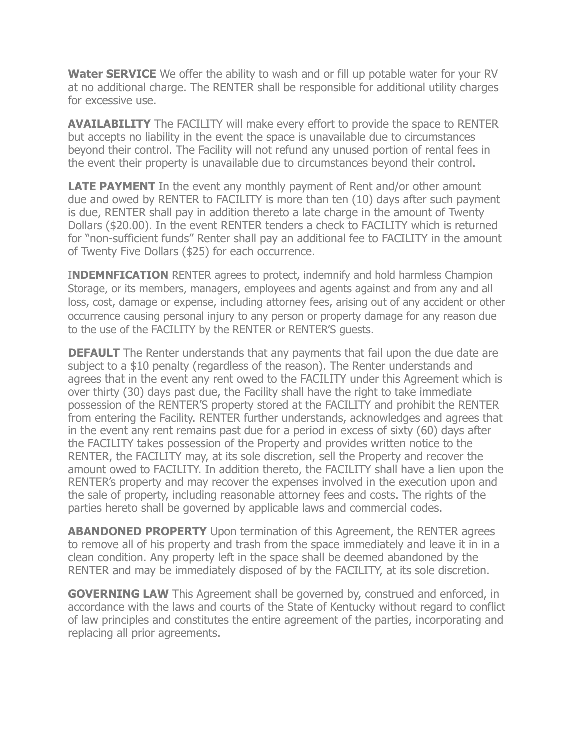**Water SERVICE** We offer the ability to wash and or fill up potable water for your RV at no additional charge. The RENTER shall be responsible for additional utility charges for excessive use.

**AVAILABILITY** The FACILITY will make every effort to provide the space to RENTER but accepts no liability in the event the space is unavailable due to circumstances beyond their control. The Facility will not refund any unused portion of rental fees in the event their property is unavailable due to circumstances beyond their control.

**LATE PAYMENT** In the event any monthly payment of Rent and/or other amount due and owed by RENTER to FACILITY is more than ten (10) days after such payment is due, RENTER shall pay in addition thereto a late charge in the amount of Twenty Dollars ($20.00). In the event RENTER tenders a check to FACILITY which is returned for "non-sufficient funds" Renter shall pay an additional fee to FACILITY in the amount of Twenty Five Dollars ($25) for each occurrence.

I**NDEMNFICATION** RENTER agrees to protect, indemnify and hold harmless Champion Storage, or its members, managers, employees and agents against and from any and all loss, cost, damage or expense, including attorney fees, arising out of any accident or other occurrence causing personal injury to any person or property damage for any reason due to the use of the FACILITY by the RENTER or RENTER'S guests.

**DEFAULT** The Renter understands that any payments that fail upon the due date are subject to a $10 penalty (regardless of the reason). The Renter understands and agrees that in the event any rent owed to the FACILITY under this Agreement which is over thirty (30) days past due, the Facility shall have the right to take immediate possession of the RENTER'S property stored at the FACILITY and prohibit the RENTER from entering the Facility. RENTER further understands, acknowledges and agrees that in the event any rent remains past due for a period in excess of sixty (60) days after the FACILITY takes possession of the Property and provides written notice to the RENTER, the FACILITY may, at its sole discretion, sell the Property and recover the amount owed to FACILITY. In addition thereto, the FACILITY shall have a lien upon the RENTER's property and may recover the expenses involved in the execution upon and the sale of property, including reasonable attorney fees and costs. The rights of the parties hereto shall be governed by applicable laws and commercial codes.

**ABANDONED PROPERTY** Upon termination of this Agreement, the RENTER agrees to remove all of his property and trash from the space immediately and leave it in in a clean condition. Any property left in the space shall be deemed abandoned by the RENTER and may be immediately disposed of by the FACILITY, at its sole discretion.

**GOVERNING LAW** This Agreement shall be governed by, construed and enforced, in accordance with the laws and courts of the State of Kentucky without regard to conflict of law principles and constitutes the entire agreement of the parties, incorporating and replacing all prior agreements.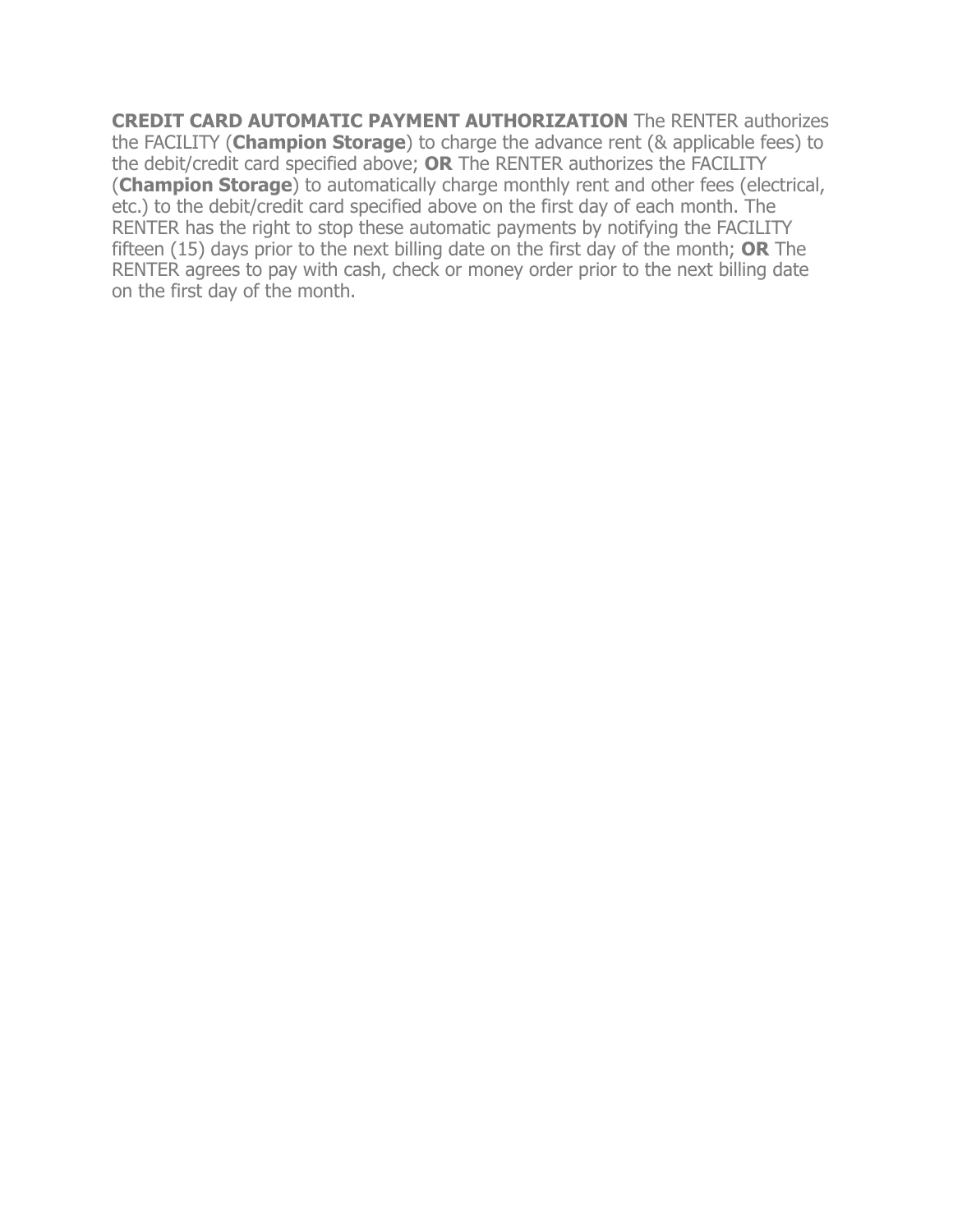**CREDIT CARD AUTOMATIC PAYMENT AUTHORIZATION** The RENTER authorizes the FACILITY (**Champion Storage**) to charge the advance rent (& applicable fees) to the debit/credit card specified above; **OR** The RENTER authorizes the FACILITY (**Champion Storage**) to automatically charge monthly rent and other fees (electrical, etc.) to the debit/credit card specified above on the first day of each month. The RENTER has the right to stop these automatic payments by notifying the FACILITY fifteen (15) days prior to the next billing date on the first day of the month; **OR** The RENTER agrees to pay with cash, check or money order prior to the next billing date on the first day of the month.